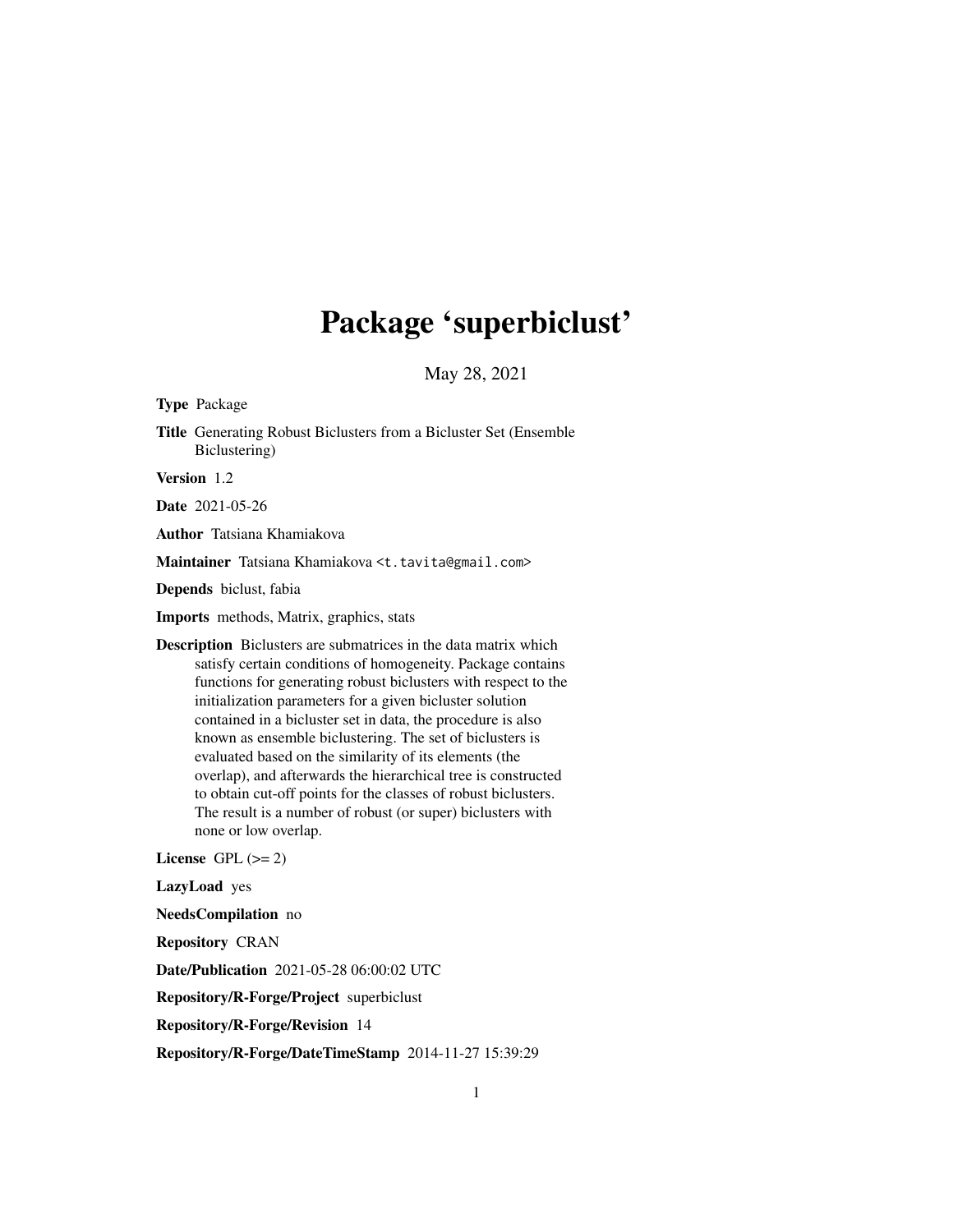# Package 'superbiclust'

May 28, 2021

**Type** Package

**Title** Generating Robust Biclusters from a Bicluster Set (Ensemble Biclustering)

**Version** 1.2

**Date** 2021-05-26

**Author** Tatsiana Khamiakova

**Maintainer** Tatsiana Khamiakova <t.tavita@gmail.com>

**Depends** biclust, fabia

**Imports** methods, Matrix, graphics, stats

**Description** Biclusters are submatrices in the data matrix which satisfy certain conditions of homogeneity. Package contains functions for generating robust biclusters with respect to the initialization parameters for a given bicluster solution contained in a bicluster set in data, the procedure is also known as ensemble biclustering. The set of biclusters is evaluated based on the similarity of its elements (the overlap), and afterwards the hierarchical tree is constructed to obtain cut-off points for the classes of robust biclusters. The result is a number of robust (or super) biclusters with none or low overlap.

**License** GPL (>= 2)

**LazyLoad** yes

**NeedsCompilation** no

**Repository** CRAN

**Date/Publication** 2021-05-28 06:00:02 UTC

**Repository/R-Forge/Project** superbiclust

**Repository/R-Forge/Revision** 14

**Repository/R-Forge/DateTimeStamp** 2014-11-27 15:39:29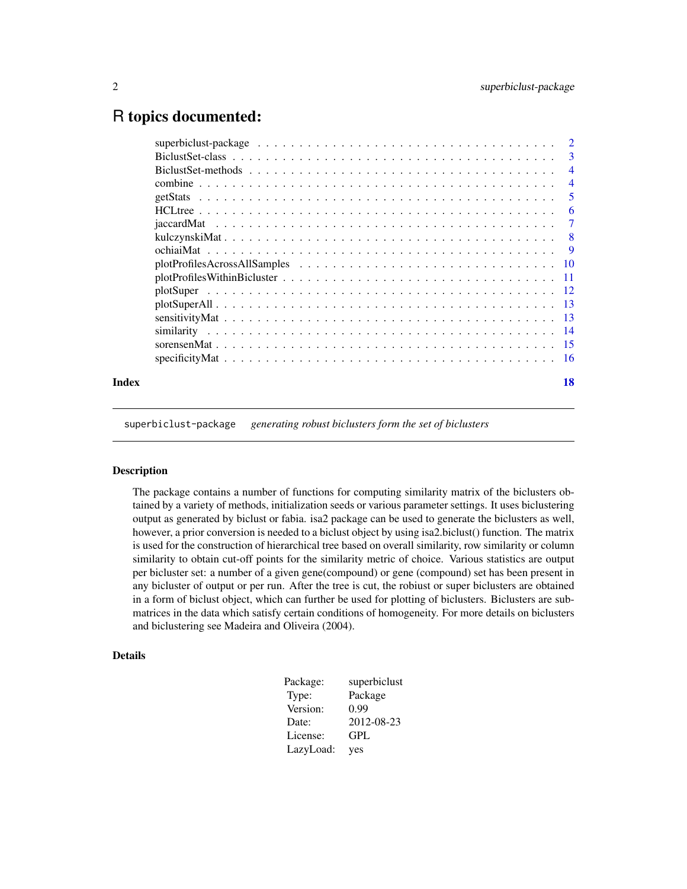# R topics documented:

| | |
|---|---|
| superbiclust-package | 2 |
| BiclustSet-class | 3 |
| BiclustSet-methods | 4 |
| combine | 4 |
| getStats | 5 |
| HCLtree | 6 |
| jaccardMat | 7 |
| kulczynskiMat | 8 |
| ochiaiMat | 9 |
| plotProfilesAcrossAllSamples | 10 |
| plotProfilesWithinBicluster | 11 |
| plotSuper | 12 |
| plotSuperAll | 13 |
| sensitivityMat | 13 |
| similarity | 14 |
| sorensenMat | 15 |
| specificityMat | 16 |
| **Index** | **18** |

---

`superbiclust-package` *generating robust biclusters form the set of biclusters*

---

## Description

The package contains a number of functions for computing similarity matrix of the biclusters obtained by a variety of methods, initialization seeds or various parameter settings. It uses biclustering output as generated by biclust or fabia. isa2 package can be used to generate the biclusters as well, however, a prior conversion is needed to a biclust object by using isa2.biclust() function. The matrix is used for the construction of hierarchical tree based on overall similarity, row similarity or column similarity to obtain cut-off points for the similarity metric of choice. Various statistics are output per bicluster set: a number of a given gene(compound) or gene (compound) set has been present in any bicluster of output or per run. After the tree is cut, the robiust or super biclusters are obtained in a form of biclust object, which can further be used for plotting of biclusters. Biclusters are submatrices in the data which satisfy certain conditions of homogeneity. For more details on biclusters and biclustering see Madeira and Oliveira (2004).

## Details

| | |
|---|---|
| Package: | superbiclust |
| Type: | Package |
| Version: | 0.99 |
| Date: | 2012-08-23 |
| License: | GPL |
| LazyLoad: | yes |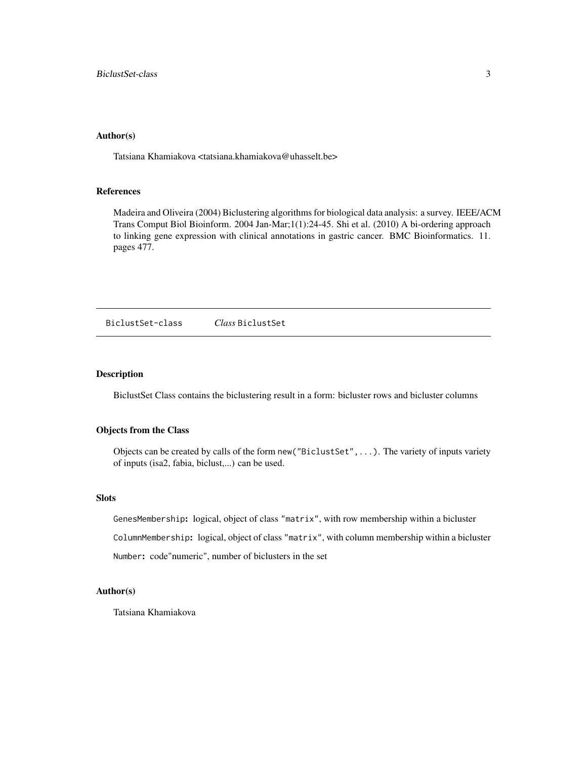### Author(s)

Tatsiana Khamiakova <tatsiana.khamiakova@uhasselt.be>

### References

Madeira and Oliveira (2004) Biclustering algorithms for biological data analysis: a survey. IEEE/ACM Trans Comput Biol Bioinform. 2004 Jan-Mar;1(1):24-45. Shi et al. (2010) A bi-ordering approach to linking gene expression with clinical annotations in gastric cancer. BMC Bioinformatics. 11. pages 477.

---

## BiclustSet-class    *Class* BiclustSet

---

### Description

BiclustSet Class contains the biclustering result in a form: bicluster rows and bicluster columns

### Objects from the Class

Objects can be created by calls of the form `new("BiclustSet",...)`. The variety of inputs variety of inputs (isa2, fabia, biclust,...) can be used.

### Slots

`GenesMembership`**:** logical, object of class `"matrix"`, with row membership within a bicluster

`ColumnMembership`**:** logical, object of class `"matrix"`, with column membership within a bicluster

`Number`**:** code"numeric", number of biclusters in the set

### Author(s)

Tatsiana Khamiakova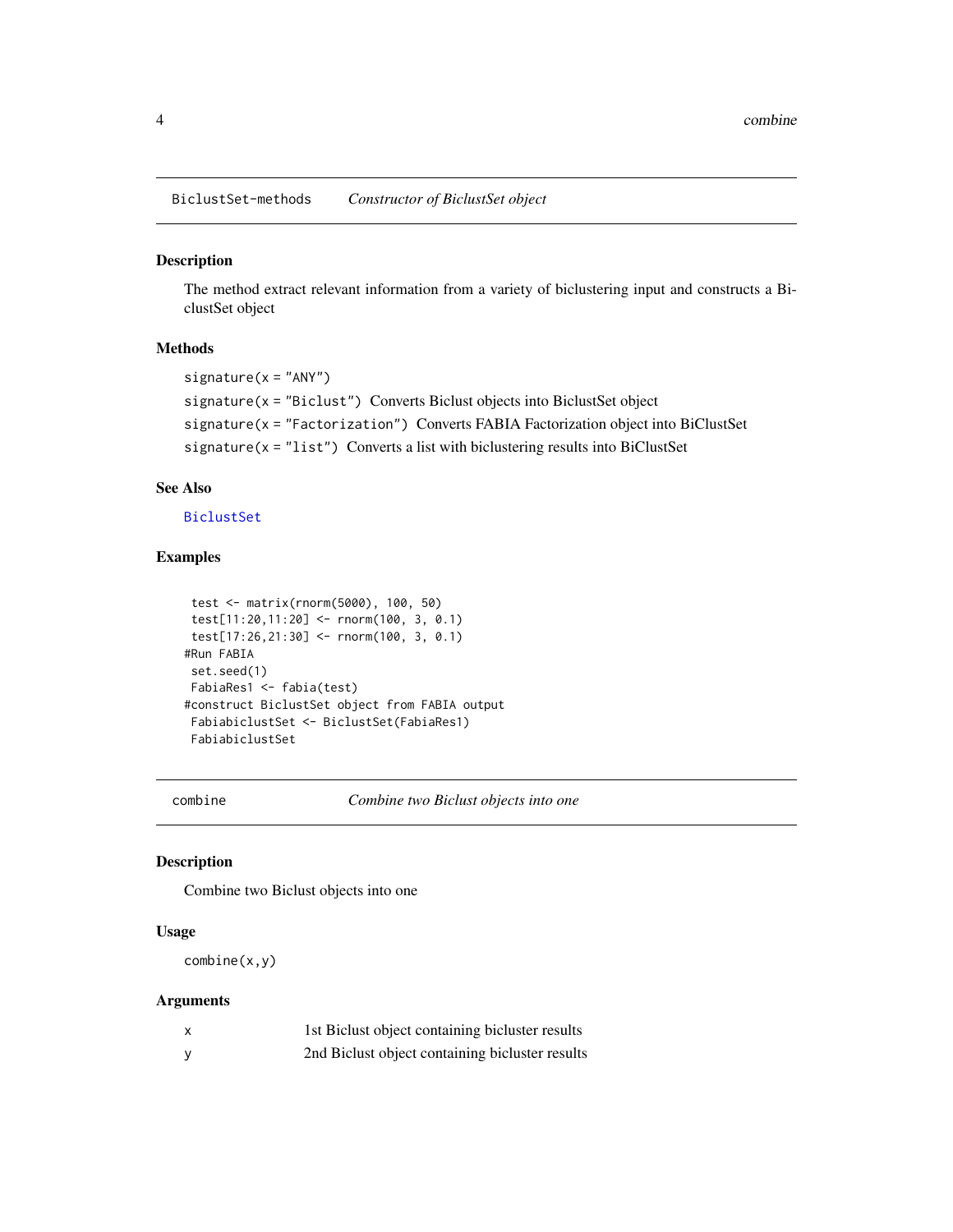## BiclustSet-methods *Constructor of BiclustSet object*

### Description

The method extract relevant information from a variety of biclustering input and constructs a BiclustSet object

### Methods

`signature(x = "ANY")`

`signature(x = "Biclust")` Converts Biclust objects into BiclustSet object

`signature(x = "Factorization")` Converts FABIA Factorization object into BiClustSet

`signature(x = "list")` Converts a list with biclustering results into BiClustSet

### See Also

BiclustSet

### Examples

```
 test <- matrix(rnorm(5000), 100, 50)
 test[11:20,11:20] <- rnorm(100, 3, 0.1)
 test[17:26,21:30] <- rnorm(100, 3, 0.1)
#Run FABIA
 set.seed(1)
 FabiaRes1 <- fabia(test)
#construct BiclustSet object from FABIA output
 FabiabiclustSet <- BiclustSet(FabiaRes1)
 FabiabiclustSet
```

## combine *Combine two Biclust objects into one*

### Description

Combine two Biclust objects into one

### Usage

```
combine(x,y)
```

### Arguments

| | |
|---|---|
| x | 1st Biclust object containing bicluster results |
| y | 2nd Biclust object containing bicluster results |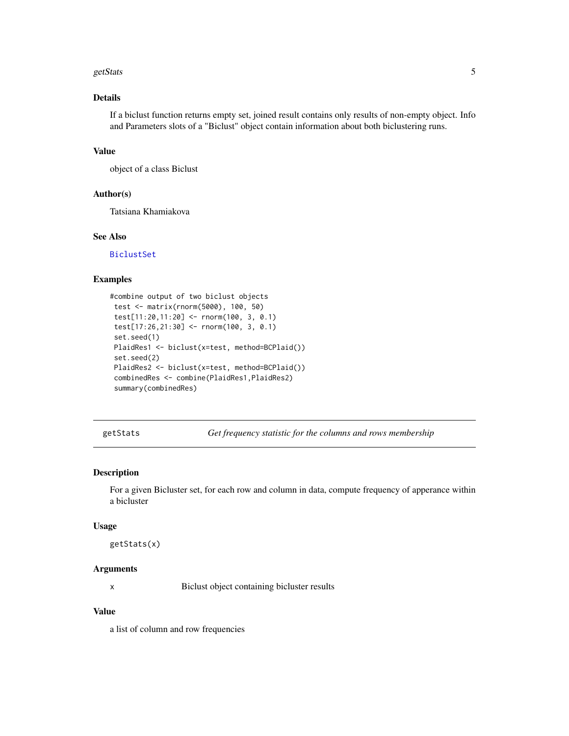### Details

If a biclust function returns empty set, joined result contains only results of non-empty object. Info and Parameters slots of a "Biclust" object contain information about both biclustering runs.

### Value

object of a class Biclust

### Author(s)

Tatsiana Khamiakova

### See Also

BiclustSet

### Examples

```
#combine output of two biclust objects
 test <- matrix(rnorm(5000), 100, 50)
 test[11:20,11:20] <- rnorm(100, 3, 0.1)
 test[17:26,21:30] <- rnorm(100, 3, 0.1)
 set.seed(1)
 PlaidRes1 <- biclust(x=test, method=BCPlaid())
 set.seed(2)
 PlaidRes2 <- biclust(x=test, method=BCPlaid())
 combinedRes <- combine(PlaidRes1,PlaidRes2)
 summary(combinedRes)
```

---

## getStats *Get frequency statistic for the columns and rows membership*

### Description

For a given Bicluster set, for each row and column in data, compute frequency of apperance within a bicluster

### Usage

```
getStats(x)
```

### Arguments

| | |
|---|---|
| x | Biclust object containing bicluster results |

### Value

a list of column and row frequencies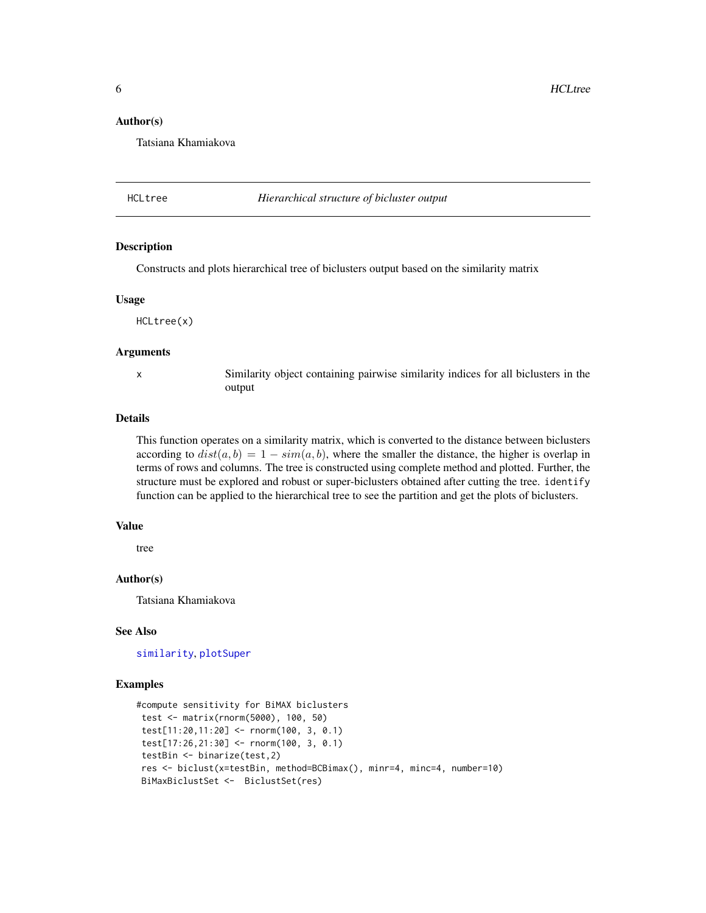**Author(s)**

Tatsiana Khamiakova

---

## HCLtree — *Hierarchical structure of bicluster output*

### Description

Constructs and plots hierarchical tree of biclusters output based on the similarity matrix

### Usage

```
HCLtree(x)
```

### Arguments

| | |
|---|---|
| x | Similarity object containing pairwise similarity indices for all biclusters in the output |

### Details

This function operates on a similarity matrix, which is converted to the distance between biclusters according to $dist(a, b) = 1 - sim(a, b)$, where the smaller the distance, the higher is overlap in terms of rows and columns. The tree is constructed using complete method and plotted. Further, the structure must be explored and robust or super-biclusters obtained after cutting the tree. `identify` function can be applied to the hierarchical tree to see the partition and get the plots of biclusters.

### Value

tree

### Author(s)

Tatsiana Khamiakova

### See Also

`similarity`, `plotSuper`

### Examples

```
#compute sensitivity for BiMAX biclusters
 test <- matrix(rnorm(5000), 100, 50)
 test[11:20,11:20] <- rnorm(100, 3, 0.1)
 test[17:26,21:30] <- rnorm(100, 3, 0.1)
 testBin <- binarize(test,2)
 res <- biclust(x=testBin, method=BCBimax(), minr=4, minc=4, number=10)
 BiMaxBiclustSet <-  BiclustSet(res)
```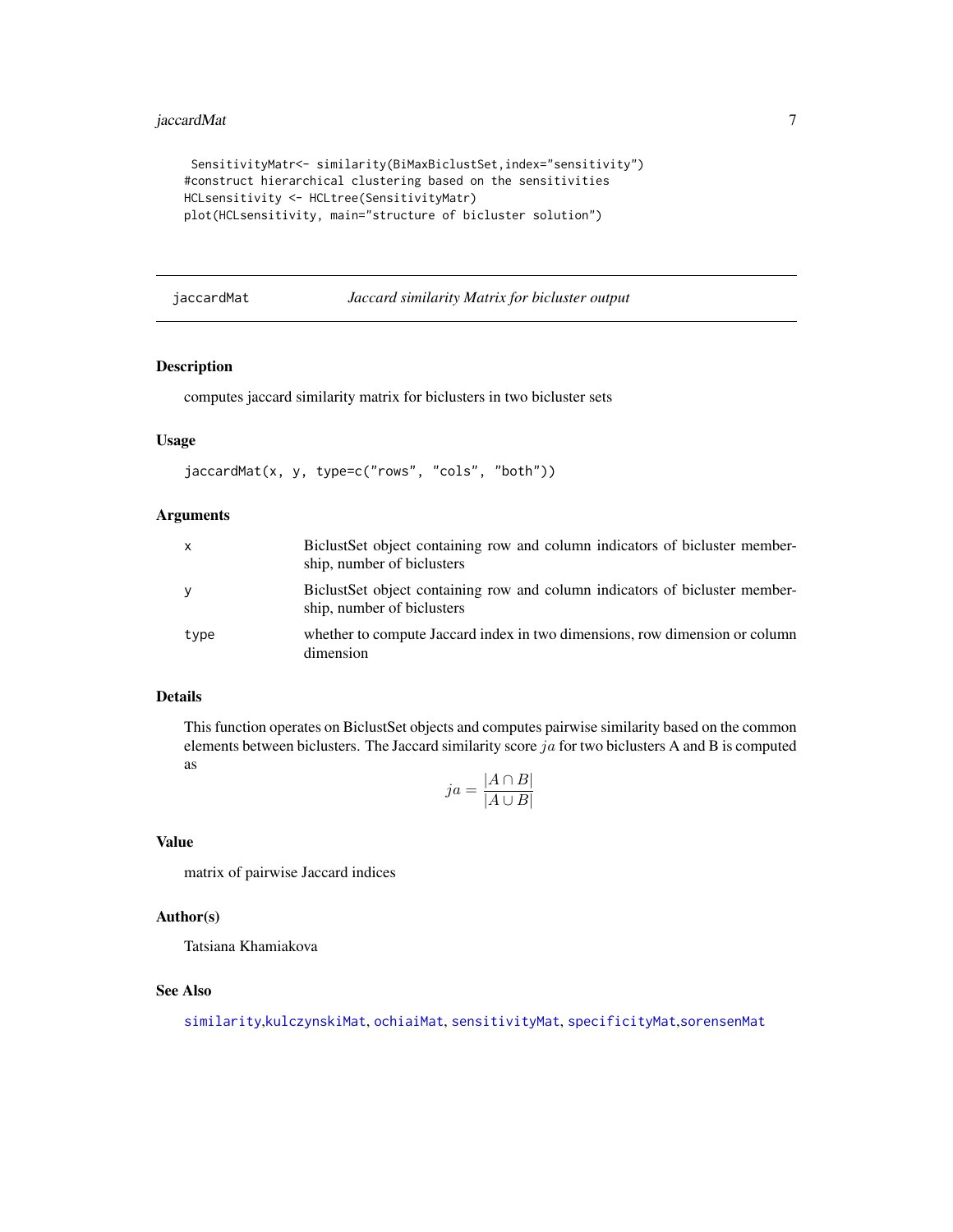```
 SensitivityMatr<- similarity(BiMaxBiclustSet,index="sensitivity")
#construct hierarchical clustering based on the sensitivities
HCLsensitivity <- HCLtree(SensitivityMatr)
plot(HCLsensitivity, main="structure of bicluster solution")
```

## jaccardMat — *Jaccard similarity Matrix for bicluster output*

### Description

computes jaccard similarity matrix for biclusters in two bicluster sets

### Usage

```
jaccardMat(x, y, type=c("rows", "cols", "both"))
```

### Arguments

| | |
|---|---|
| x | BiclustSet object containing row and column indicators of bicluster membership, number of biclusters |
| y | BiclustSet object containing row and column indicators of bicluster membership, number of biclusters |
| type | whether to compute Jaccard index in two dimensions, row dimension or column dimension |

### Details

This function operates on BiclustSet objects and computes pairwise similarity based on the common elements between biclusters. The Jaccard similarity score $ja$ for two biclusters A and B is computed as

$$ja = \frac{|A \cap B|}{|A \cup B|}$$

### Value

matrix of pairwise Jaccard indices

### Author(s)

Tatsiana Khamiakova

### See Also

similarity,kulczynskiMat, ochiaiMat, sensitivityMat, specificityMat,sorensenMat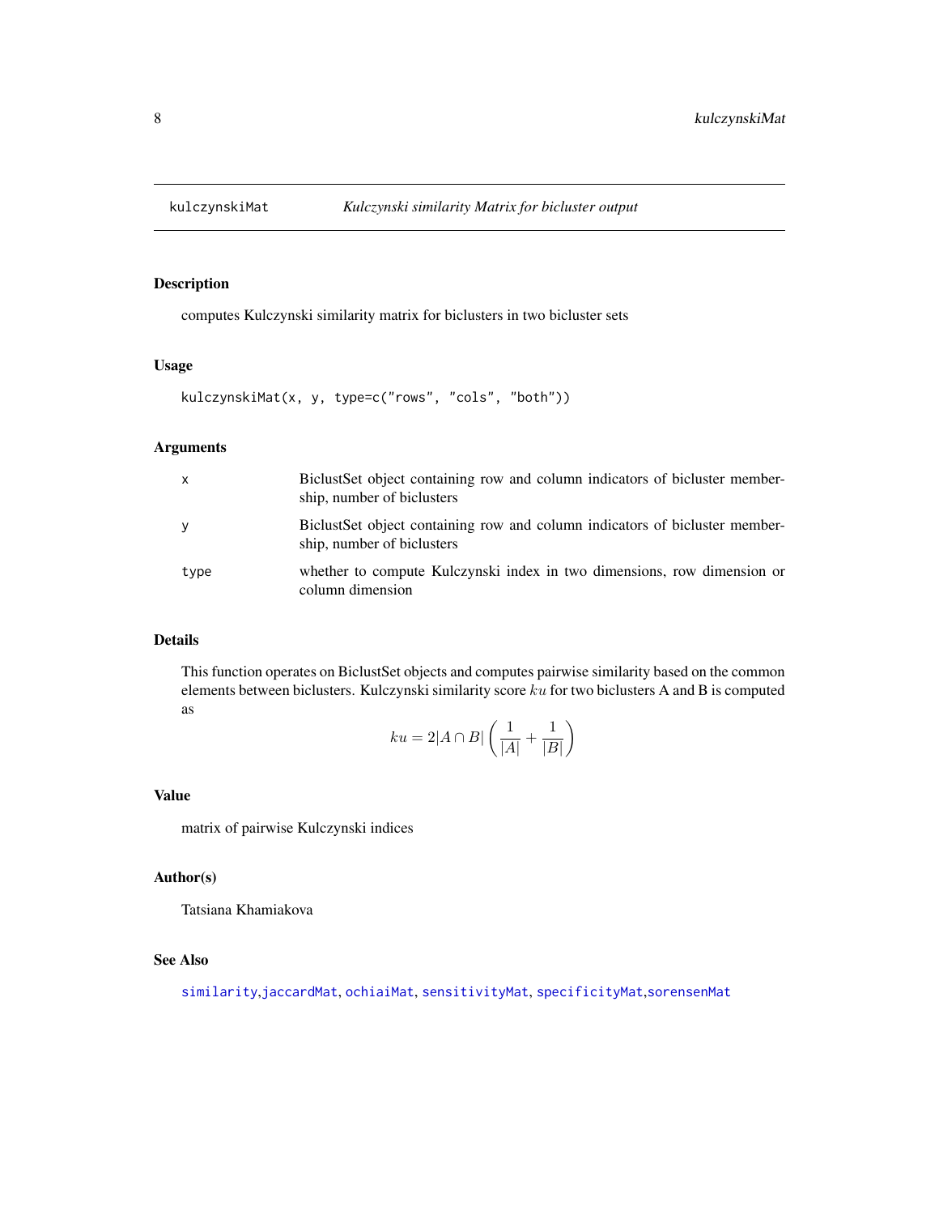## kulczynskiMat — *Kulczynski similarity Matrix for bicluster output*

### Description

computes Kulczynski similarity matrix for biclusters in two bicluster sets

### Usage

```
kulczynskiMat(x, y, type=c("rows", "cols", "both"))
```

### Arguments

| | |
|---|---|
| x | BiclustSet object containing row and column indicators of bicluster membership, number of biclusters |
| y | BiclustSet object containing row and column indicators of bicluster membership, number of biclusters |
| type | whether to compute Kulczynski index in two dimensions, row dimension or column dimension |

### Details

This function operates on BiclustSet objects and computes pairwise similarity based on the common elements between biclusters. Kulczynski similarity score $ku$ for two biclusters A and B is computed as

$$ku = 2|A \cap B| \left( \frac{1}{|A|} + \frac{1}{|B|} \right)$$

### Value

matrix of pairwise Kulczynski indices

### Author(s)

Tatsiana Khamiakova

### See Also

similarity, jaccardMat, ochiaiMat, sensitivityMat, specificityMat, sorensenMat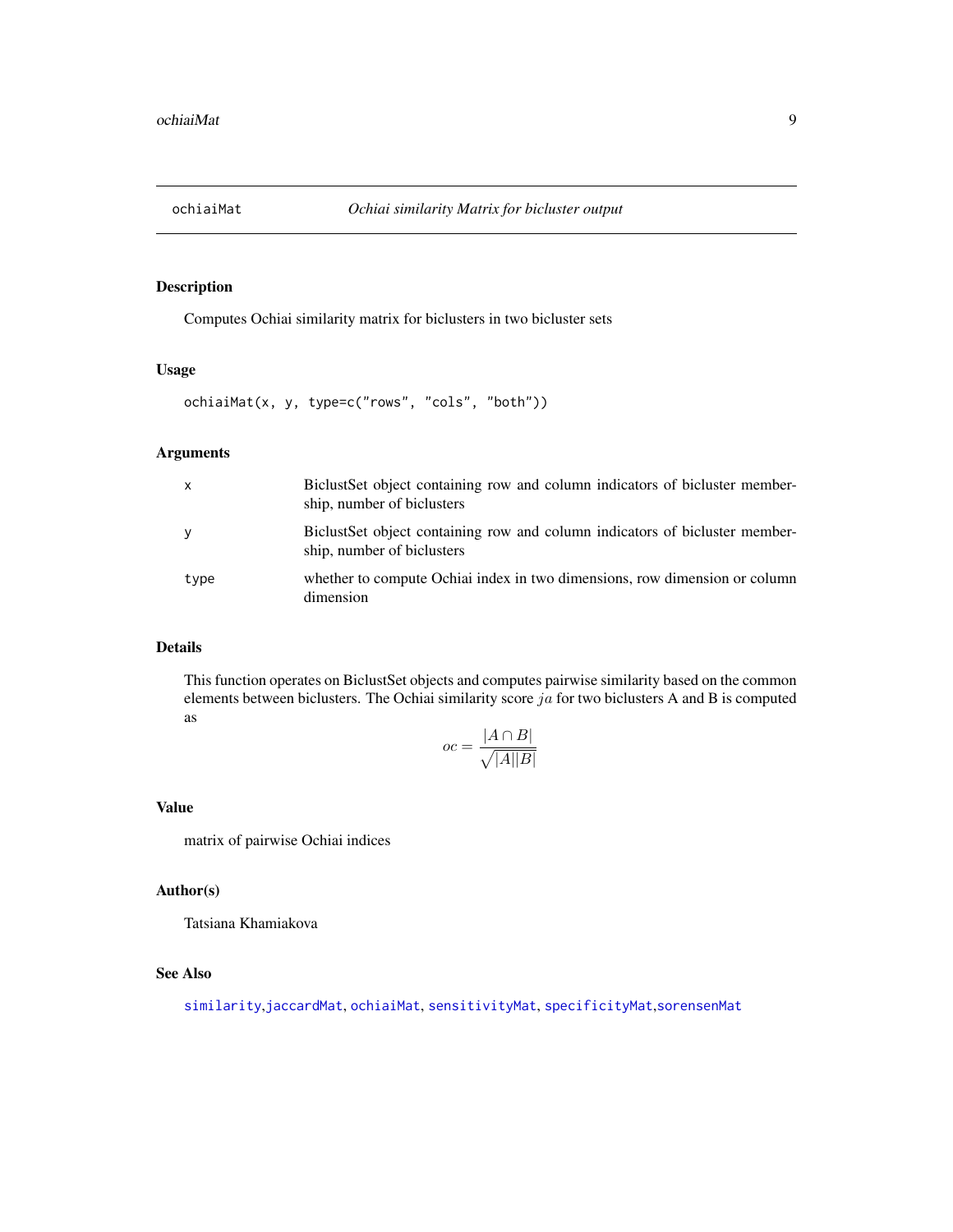`ochiaiMat` *Ochiai similarity Matrix for bicluster output*

## Description

Computes Ochiai similarity matrix for biclusters in two bicluster sets

## Usage

```
ochiaiMat(x, y, type=c("rows", "cols", "both"))
```

## Arguments

| | |
|---|---|
| x | BiclustSet object containing row and column indicators of bicluster membership, number of biclusters |
| y | BiclustSet object containing row and column indicators of bicluster membership, number of biclusters |
| type | whether to compute Ochiai index in two dimensions, row dimension or column dimension |

## Details

This function operates on BiclustSet objects and computes pairwise similarity based on the common elements between biclusters. The Ochiai similarity score $ja$ for two biclusters A and B is computed as

$$oc = \frac{|A \cap B|}{\sqrt{|A||B|}}$$

## Value

matrix of pairwise Ochiai indices

## Author(s)

Tatsiana Khamiakova

## See Also

similarity, jaccardMat, ochiaiMat, sensitivityMat, specificityMat, sorensenMat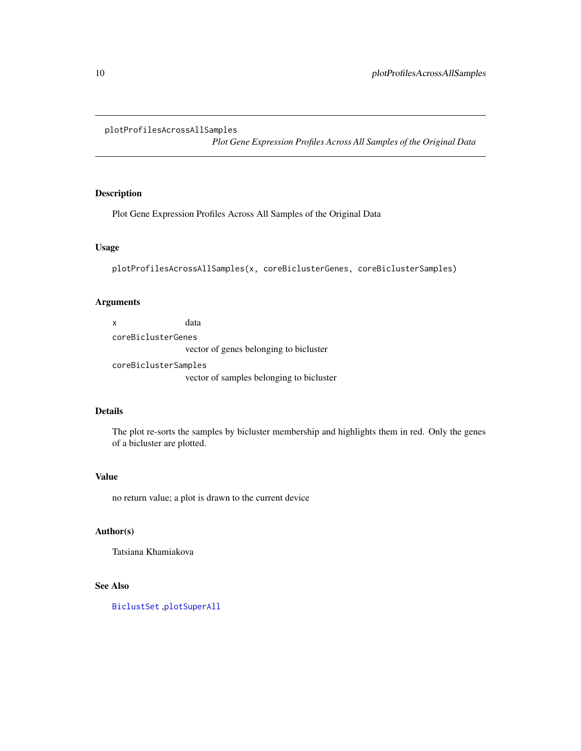`plotProfilesAcrossAllSamples`

*Plot Gene Expression Profiles Across All Samples of the Original Data*

## Description

Plot Gene Expression Profiles Across All Samples of the Original Data

## Usage

```
plotProfilesAcrossAllSamples(x, coreBiclusterGenes, coreBiclusterSamples)
```

## Arguments

- `x` data
- `coreBiclusterGenes` vector of genes belonging to bicluster
- `coreBiclusterSamples` vector of samples belonging to bicluster

## Details

The plot re-sorts the samples by bicluster membership and highlights them in red. Only the genes of a bicluster are plotted.

## Value

no return value; a plot is drawn to the current device

## Author(s)

Tatsiana Khamiakova

## See Also

`BiclustSet` ,`plotSuperAll`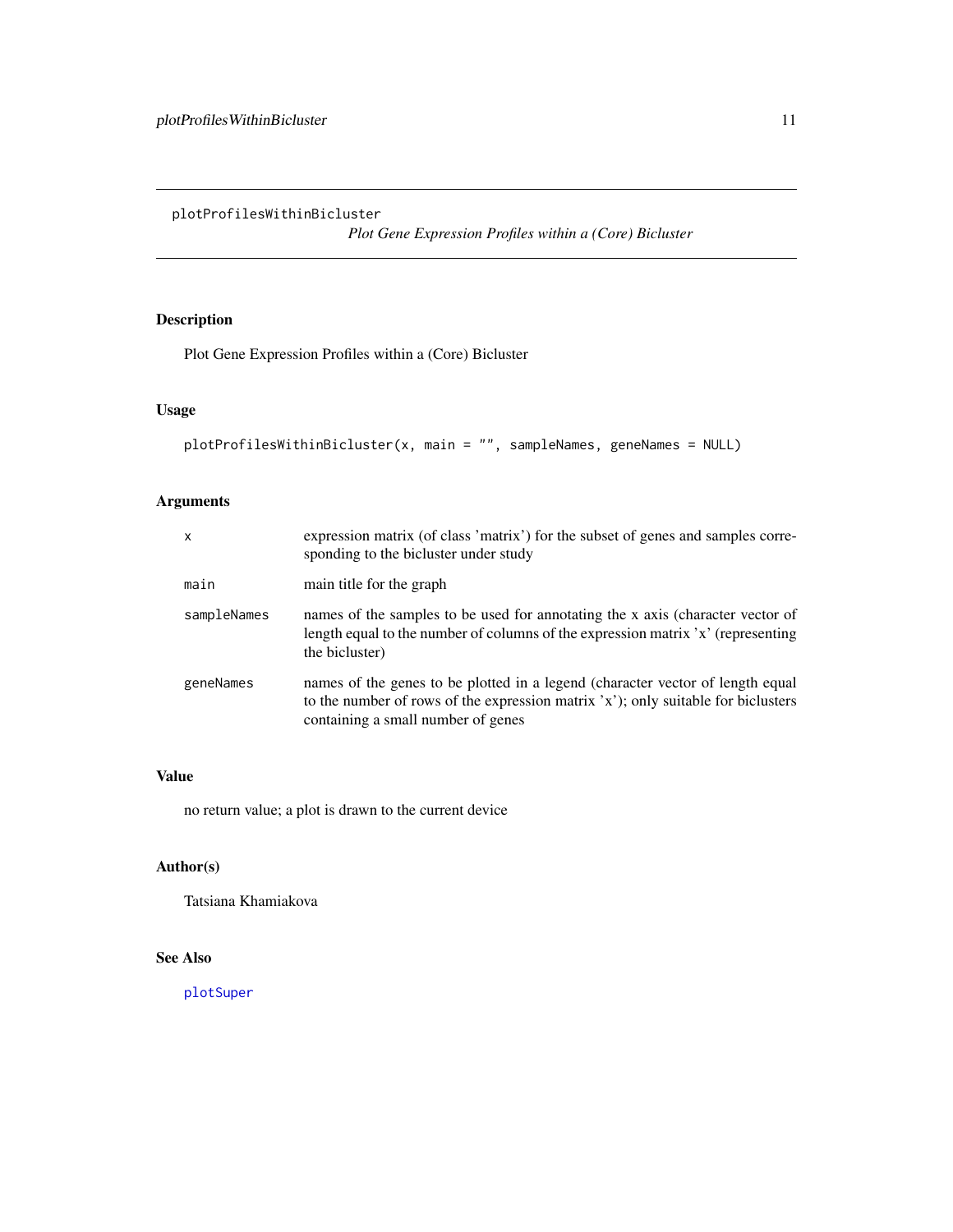# plotProfilesWithinBicluster

*Plot Gene Expression Profiles within a (Core) Bicluster*

## Description

Plot Gene Expression Profiles within a (Core) Bicluster

## Usage

```
plotProfilesWithinBicluster(x, main = "", sampleNames, geneNames = NULL)
```

## Arguments

| | |
|---|---|
| `x` | expression matrix (of class 'matrix') for the subset of genes and samples corresponding to the bicluster under study |
| `main` | main title for the graph |
| `sampleNames` | names of the samples to be used for annotating the x axis (character vector of length equal to the number of columns of the expression matrix 'x' (representing the bicluster) |
| `geneNames` | names of the genes to be plotted in a legend (character vector of length equal to the number of rows of the expression matrix 'x'); only suitable for biclusters containing a small number of genes |

## Value

no return value; a plot is drawn to the current device

## Author(s)

Tatsiana Khamiakova

## See Also

`plotSuper`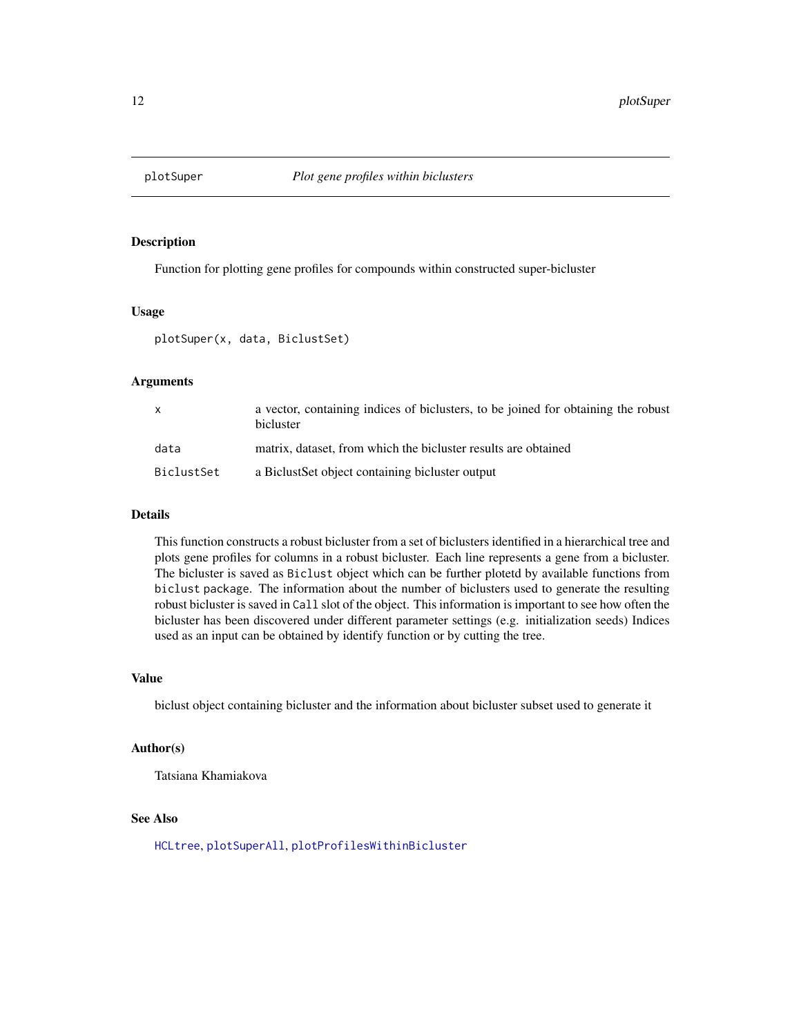plotSuper *Plot gene profiles within biclusters*

## Description

Function for plotting gene profiles for compounds within constructed super-bicluster

## Usage

```
plotSuper(x, data, BiclustSet)
```

## Arguments

| | |
|---|---|
| `x` | a vector, containing indices of biclusters, to be joined for obtaining the robust bicluster |
| `data` | matrix, dataset, from which the bicluster results are obtained |
| `BiclustSet` | a BiclustSet object containing bicluster output |

## Details

This function constructs a robust bicluster from a set of biclusters identified in a hierarchical tree and plots gene profiles for columns in a robust bicluster. Each line represents a gene from a bicluster. The bicluster is saved as `Biclust` object which can be further ploted by available functions from `biclust` package. The information about the number of biclusters used to generate the resulting robust bicluster is saved in `Call` slot of the object. This information is important to see how often the bicluster has been discovered under different parameter settings (e.g. initialization seeds) Indices used as an input can be obtained by identify function or by cutting the tree.

## Value

biclust object containing bicluster and the information about bicluster subset used to generate it

## Author(s)

Tatsiana Khamiakova

## See Also

`HCLtree`, `plotSuperAll`, `plotProfilesWithinBicluster`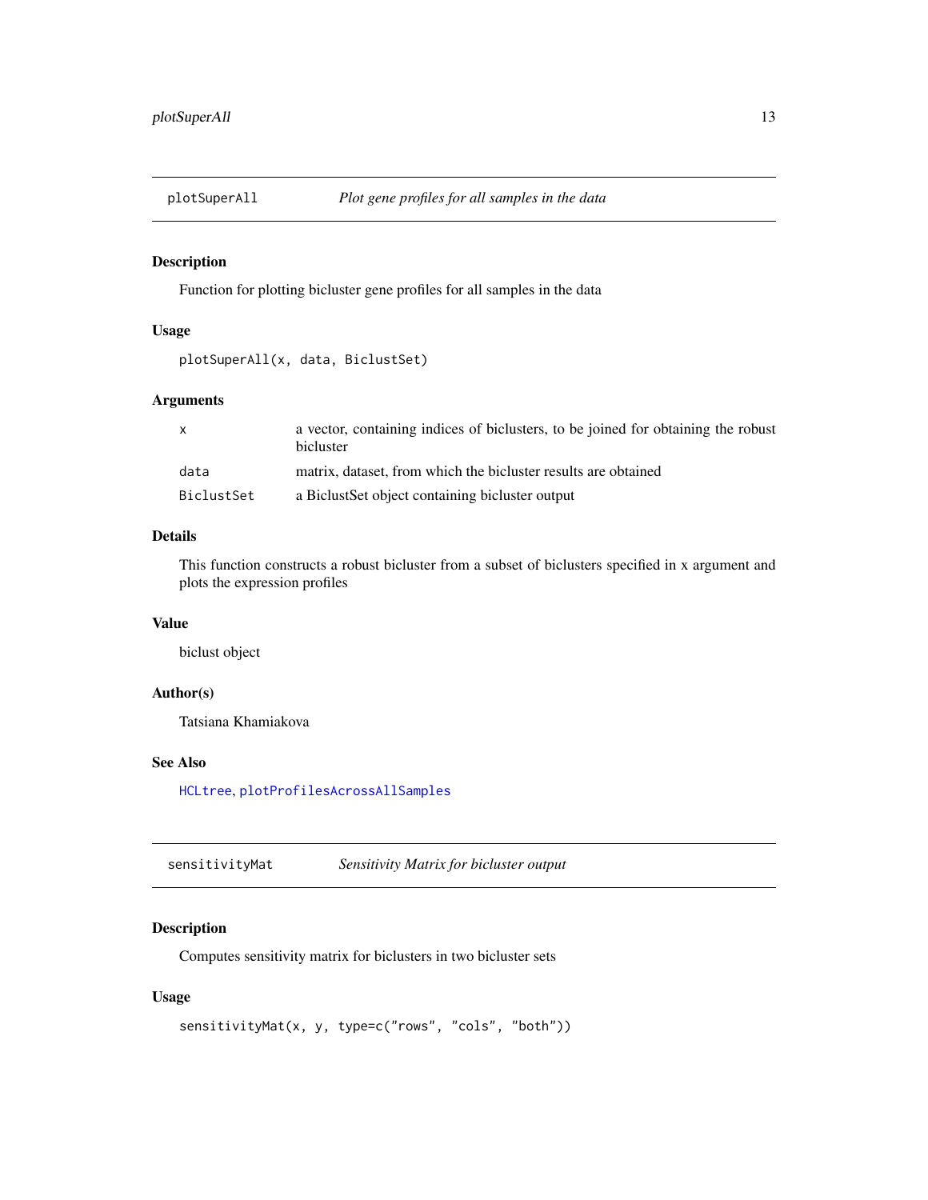## plotSuperAll *Plot gene profiles for all samples in the data*

### Description

Function for plotting bicluster gene profiles for all samples in the data

### Usage

```
plotSuperAll(x, data, BiclustSet)
```

### Arguments

| | |
|---|---|
| `x` | a vector, containing indices of biclusters, to be joined for obtaining the robust bicluster |
| `data` | matrix, dataset, from which the bicluster results are obtained |
| `BiclustSet` | a BiclustSet object containing bicluster output |

### Details

This function constructs a robust bicluster from a subset of biclusters specified in x argument and plots the expression profiles

### Value

biclust object

### Author(s)

Tatsiana Khamiakova

### See Also

`HCLtree`, `plotProfilesAcrossAllSamples`

## sensitivityMat *Sensitivity Matrix for bicluster output*

### Description

Computes sensitivity matrix for biclusters in two bicluster sets

### Usage

```
sensitivityMat(x, y, type=c("rows", "cols", "both"))
```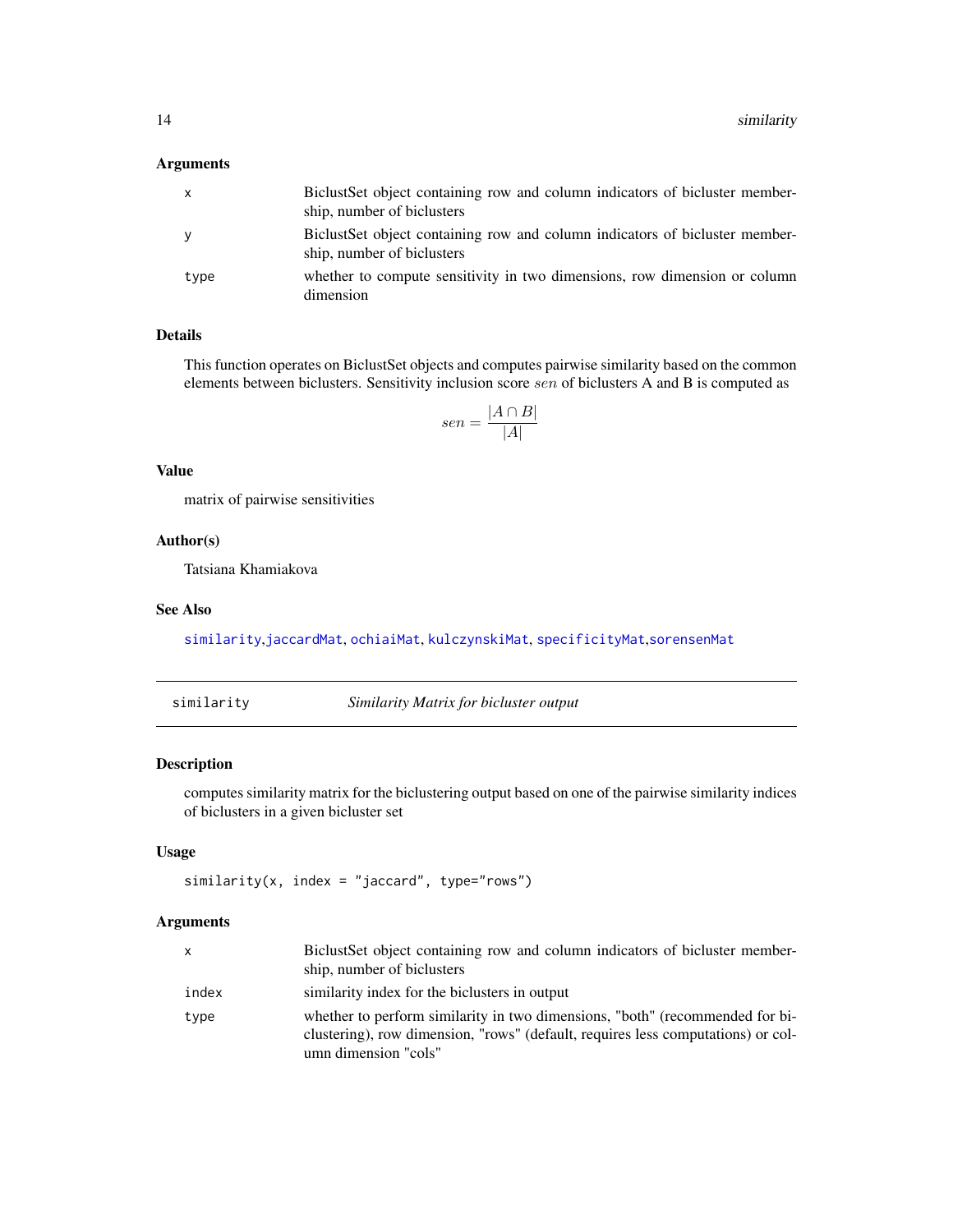### Arguments

| | |
|---|---|
| x | BiclustSet object containing row and column indicators of bicluster membership, number of biclusters |
| y | BiclustSet object containing row and column indicators of bicluster membership, number of biclusters |
| type | whether to compute sensitivity in two dimensions, row dimension or column dimension |

### Details

This function operates on BiclustSet objects and computes pairwise similarity based on the common elements between biclusters. Sensitivity inclusion score $sen$ of biclusters A and B is computed as

$$sen = \frac{|A \cap B|}{|A|}$$

### Value

matrix of pairwise sensitivities

### Author(s)

Tatsiana Khamiakova

### See Also

similarity, jaccardMat, ochiaiMat, kulczynskiMat, specificityMat, sorensenMat

---

## similarity &nbsp;&nbsp;&nbsp; *Similarity Matrix for bicluster output*

### Description

computes similarity matrix for the biclustering output based on one of the pairwise similarity indices of biclusters in a given bicluster set

### Usage

```
similarity(x, index = "jaccard", type="rows")
```

### Arguments

| | |
|---|---|
| x | BiclustSet object containing row and column indicators of bicluster membership, number of biclusters |
| index | similarity index for the biclusters in output |
| type | whether to perform similarity in two dimensions, "both" (recommended for biclustering), row dimension, "rows" (default, requires less computations) or column dimension "cols" |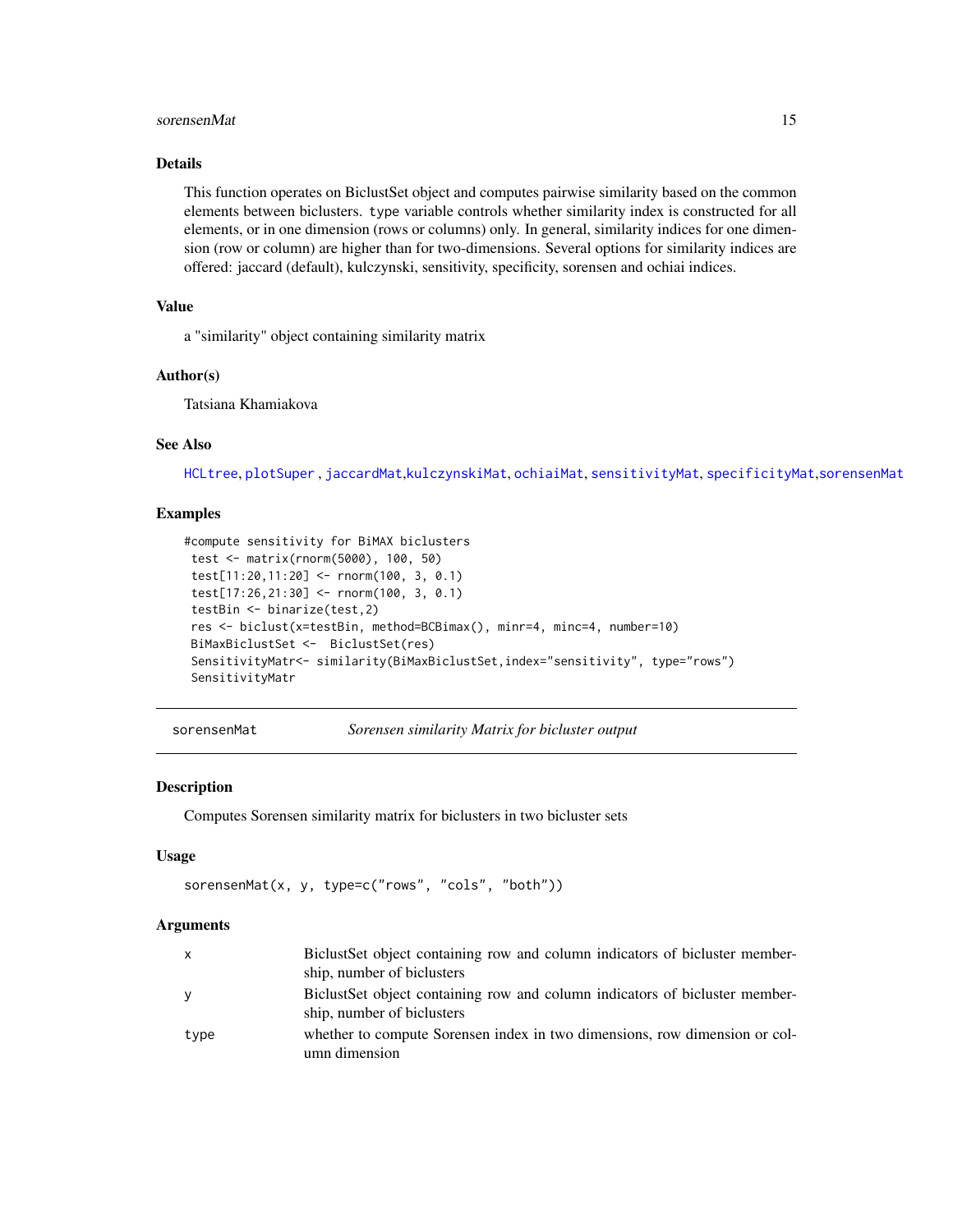### Details

This function operates on BiclustSet object and computes pairwise similarity based on the common elements between biclusters. `type` variable controls whether similarity index is constructed for all elements, or in one dimension (rows or columns) only. In general, similarity indices for one dimension (row or column) are higher than for two-dimensions. Several options for similarity indices are offered: jaccard (default), kulczynski, sensitivity, specificity, sorensen and ochiai indices.

### Value

a "similarity" object containing similarity matrix

### Author(s)

Tatsiana Khamiakova

### See Also

HCLtree, plotSuper , jaccardMat,kulczynskiMat, ochiaiMat, sensitivityMat, specificityMat,sorensenMat

### Examples

```
#compute sensitivity for BiMAX biclusters
 test <- matrix(rnorm(5000), 100, 50)
 test[11:20,11:20] <- rnorm(100, 3, 0.1)
 test[17:26,21:30] <- rnorm(100, 3, 0.1)
 testBin <- binarize(test,2)
 res <- biclust(x=testBin, method=BCBimax(), minr=4, minc=4, number=10)
 BiMaxBiclustSet <-  BiclustSet(res)
 SensitivityMatr<- similarity(BiMaxBiclustSet,index="sensitivity", type="rows")
 SensitivityMatr
```

---

## sorensenMat — *Sorensen similarity Matrix for bicluster output*

### Description

Computes Sorensen similarity matrix for biclusters in two bicluster sets

### Usage

```
sorensenMat(x, y, type=c("rows", "cols", "both"))
```

### Arguments

| | |
|---|---|
| x | BiclustSet object containing row and column indicators of bicluster membership, number of biclusters |
| y | BiclustSet object containing row and column indicators of bicluster membership, number of biclusters |
| type | whether to compute Sorensen index in two dimensions, row dimension or column dimension |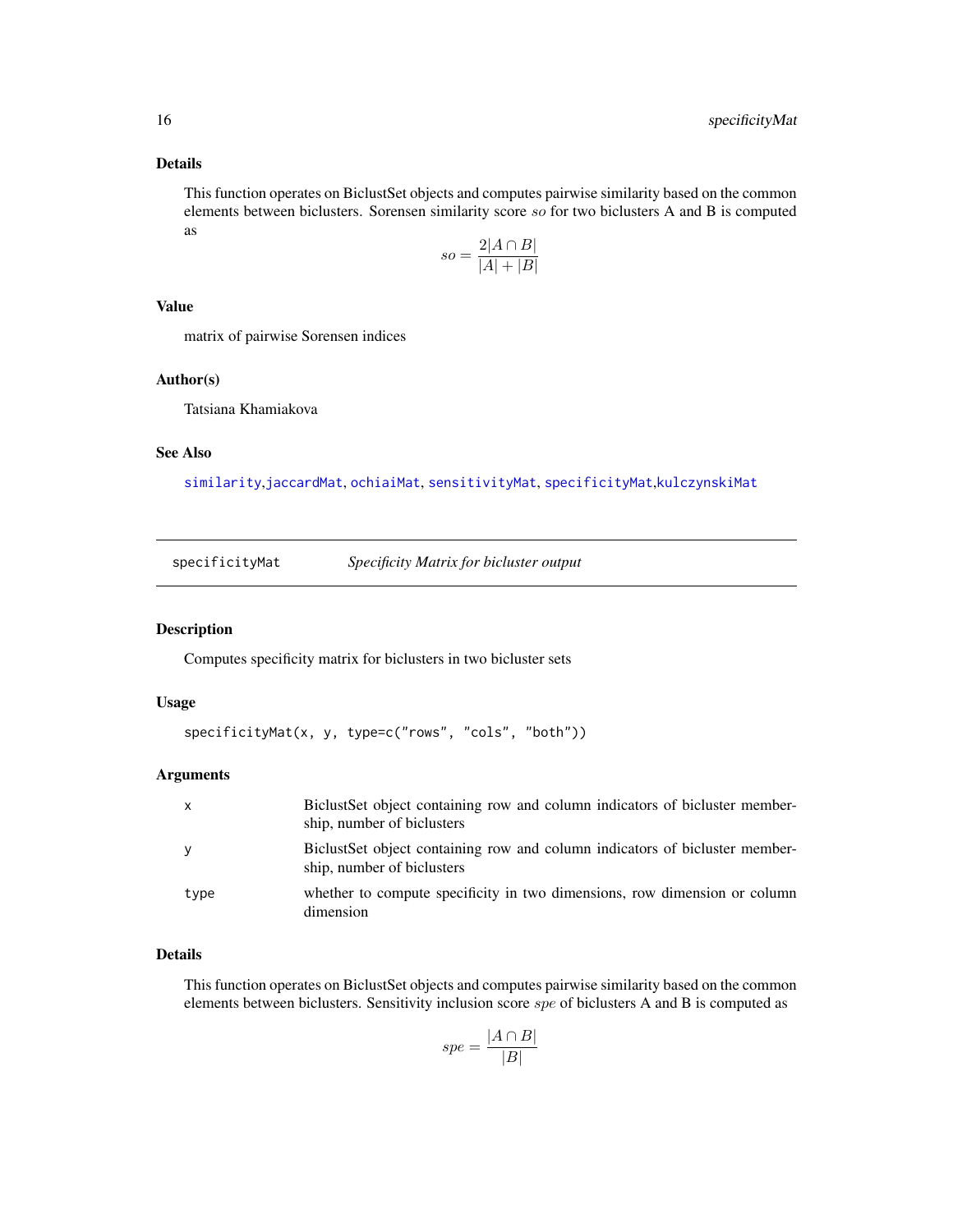### Details

This function operates on BiclustSet objects and computes pairwise similarity based on the common elements between biclusters. Sorensen similarity score $so$ for two biclusters A and B is computed as

$$so = \frac{2|A \cap B|}{|A| + |B|}$$

### Value

matrix of pairwise Sorensen indices

### Author(s)

Tatsiana Khamiakova

### See Also

similarity,jaccardMat, ochiaiMat, sensitivityMat, specificityMat,kulczynskiMat

---

## specificityMat — *Specificity Matrix for bicluster output*

### Description

Computes specificity matrix for biclusters in two bicluster sets

### Usage

```
specificityMat(x, y, type=c("rows", "cols", "both"))
```

### Arguments

| | |
|---|---|
| x | BiclustSet object containing row and column indicators of bicluster membership, number of biclusters |
| y | BiclustSet object containing row and column indicators of bicluster membership, number of biclusters |
| type | whether to compute specificity in two dimensions, row dimension or column dimension |

### Details

This function operates on BiclustSet objects and computes pairwise similarity based on the common elements between biclusters. Sensitivity inclusion score $spe$ of biclusters A and B is computed as

$$spe = \frac{|A \cap B|}{|B|}$$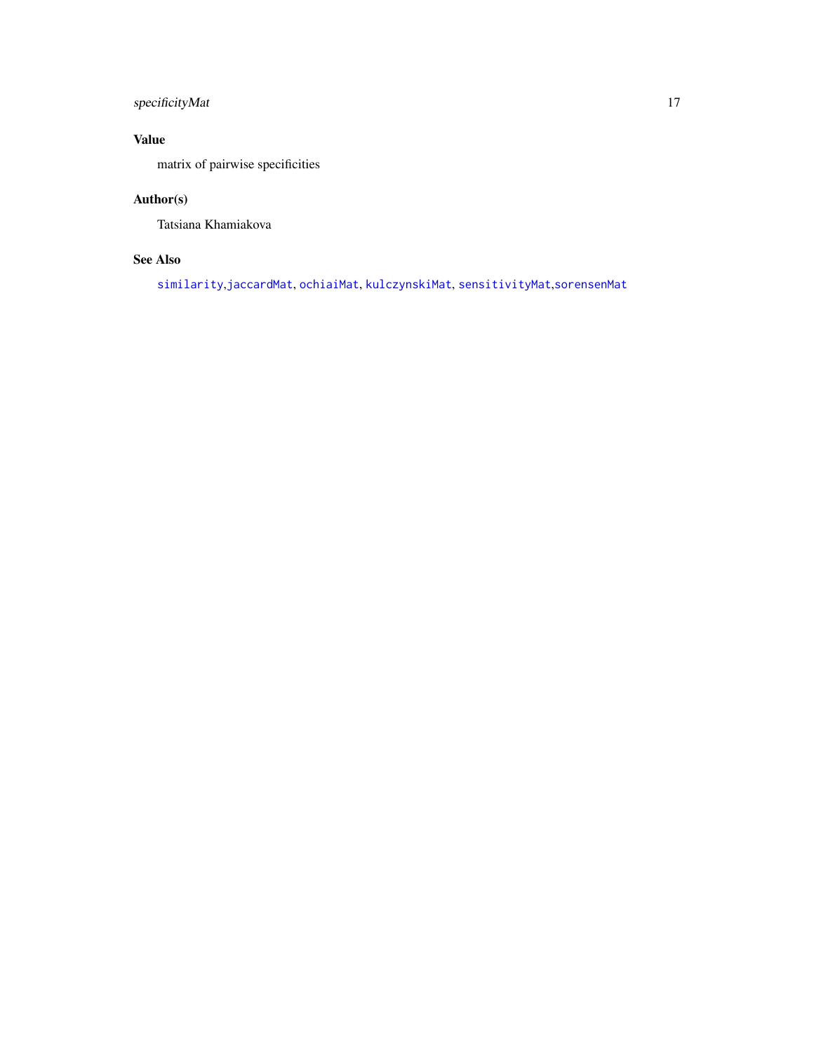## Value

matrix of pairwise specificities

## Author(s)

Tatsiana Khamiakova

## See Also

`similarity`,`jaccardMat`, `ochiaiMat`, `kulczynskiMat`, `sensitivityMat`,`sorensenMat`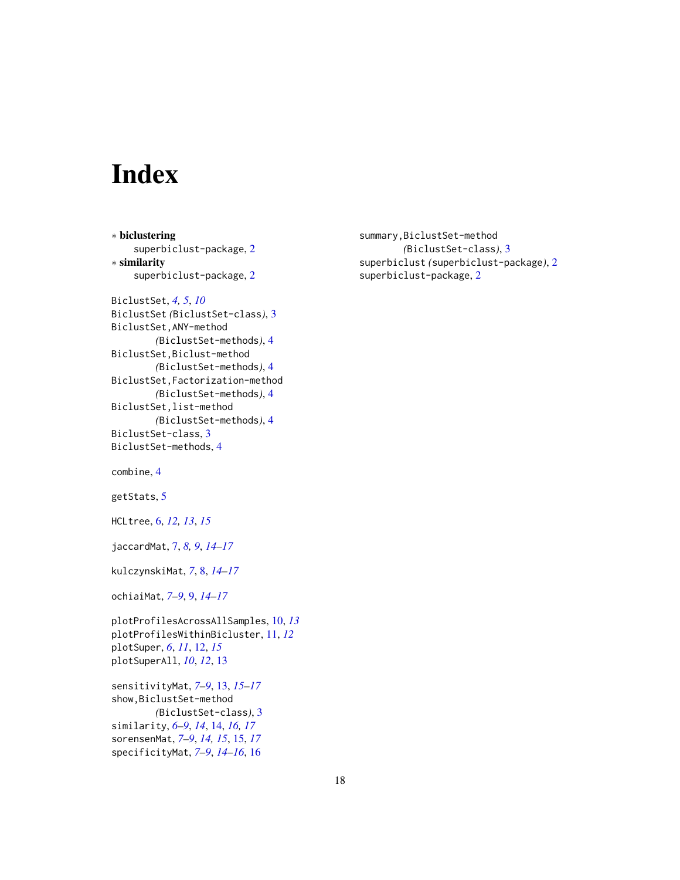# Index

* **biclustering**
  superbiclust-package, 2
* **similarity**
  superbiclust-package, 2

BiclustSet, *4, 5*, *10*
BiclustSet (BiclustSet-class), 3
BiclustSet,ANY-method
  (BiclustSet-methods), 4
BiclustSet,Biclust-method
  (BiclustSet-methods), 4
BiclustSet,Factorization-method
  (BiclustSet-methods), 4
BiclustSet,list-method
  (BiclustSet-methods), 4
BiclustSet-class, 3
BiclustSet-methods, 4

combine, 4

getStats, 5

HCLtree, 6, *12, 13*, *15*

jaccardMat, 7, *8, 9*, *14–17*

kulczynskiMat, *7*, 8, *14–17*

ochiaiMat, *7–9*, 9, *14–17*

plotProfilesAcrossAllSamples, 10, *13*
plotProfilesWithinBicluster, 11, *12*
plotSuper, *6*, *11*, 12, *15*
plotSuperAll, *10*, *12*, 13

sensitivityMat, *7–9*, 13, *15–17*
show,BiclustSet-method
  (BiclustSet-class), 3
similarity, *6–9*, *14*, 14, *16, 17*
sorensenMat, *7–9*, *14, 15*, 15, *17*
specificityMat, *7–9*, *14–16*, 16
summary,BiclustSet-method
  (BiclustSet-class), 3
superbiclust (superbiclust-package), 2
superbiclust-package, 2